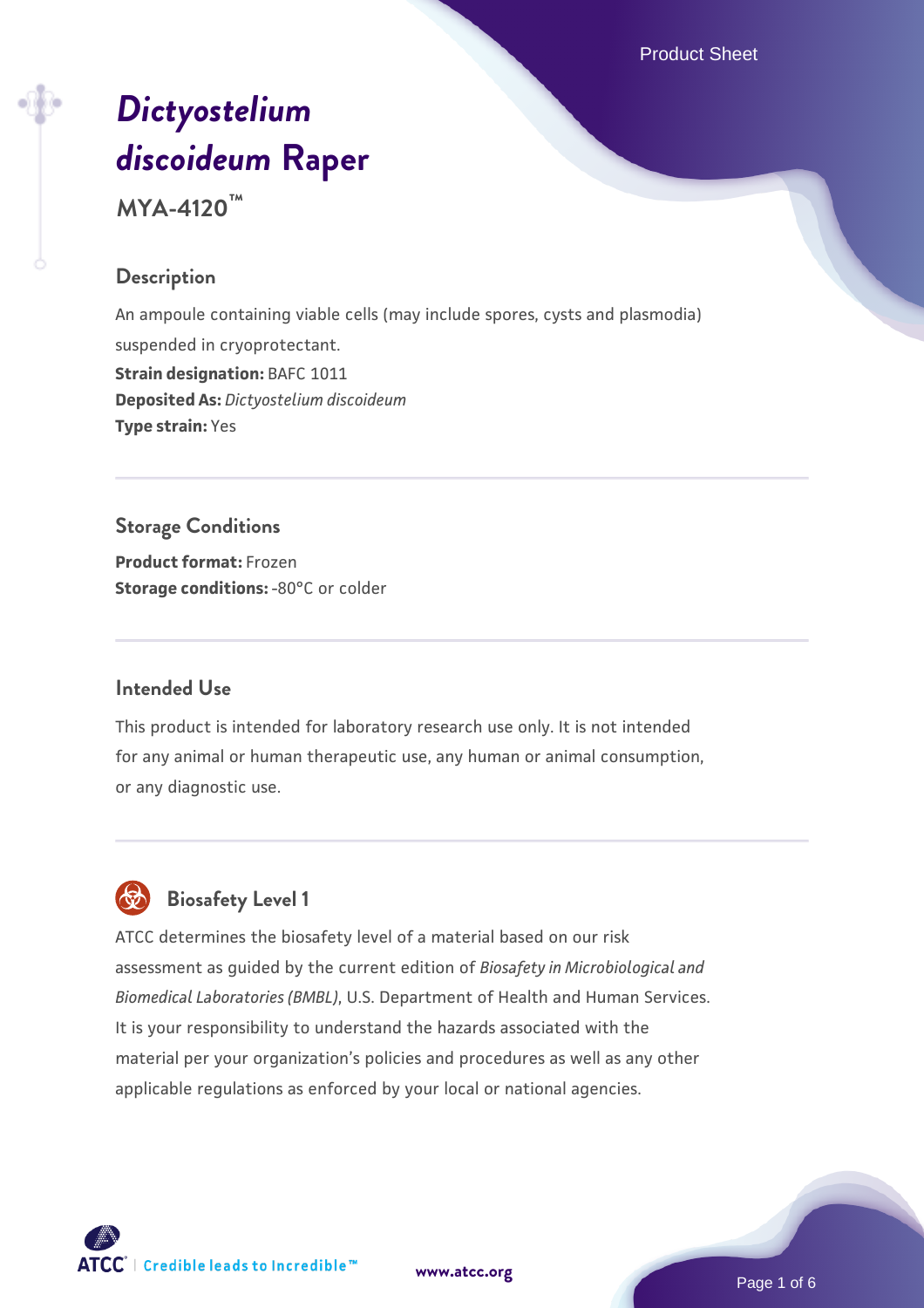# *Dictyostelium discoideum* Raper

**MYA-4120™**

## Description

An ampoule containing viable cells (may include spores, cysts and plasmodia) suspended in cryoprotectant.

**Strain designation:** BAFC 1011

**Deposited As:** *Dictyostelium discoideum*

**Type strain:** Yes

## Storage Conditions

**Product format:** Frozen

**Storage conditions:** -80°C or colder

## Intended Use

This product is intended for laboratory research use only. It is not intended for any animal or human therapeutic use, any human or animal consumption, or any diagnostic use.

## Biosafety Level 1

ATCC determines the biosafety level of a material based on our risk assessment as guided by the current edition of *Biosafety in Microbiological and Biomedical Laboratories (BMBL)*, U.S. Department of Health and Human Services. It is your responsibility to understand the hazards associated with the material per your organization's policies and procedures as well as any other applicable regulations as enforced by your local or national agencies.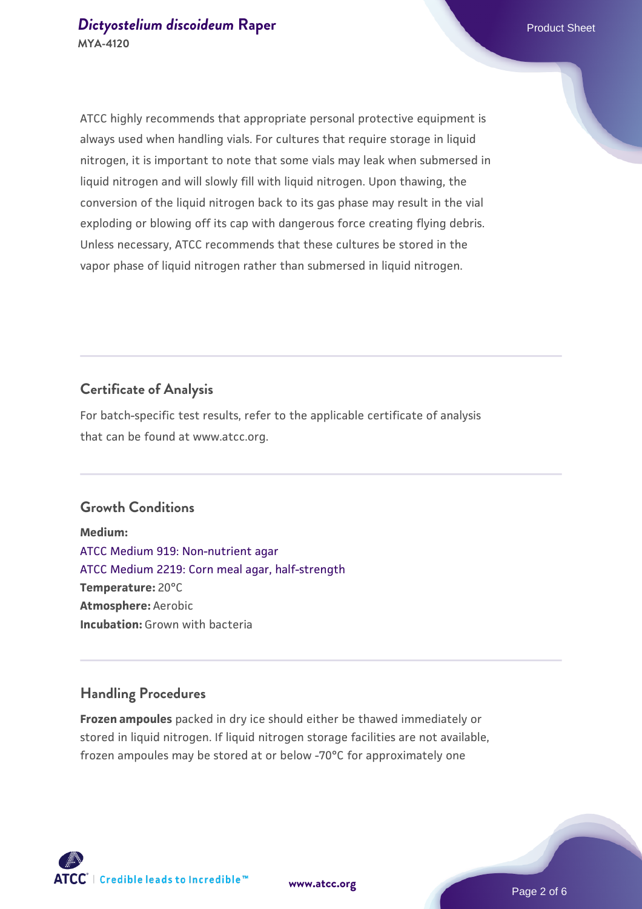ATCC highly recommends that appropriate personal protective equipment is always used when handling vials. For cultures that require storage in liquid nitrogen, it is important to note that some vials may leak when submersed in liquid nitrogen and will slowly fill with liquid nitrogen. Upon thawing, the conversion of the liquid nitrogen back to its gas phase may result in the vial exploding or blowing off its cap with dangerous force creating flying debris. Unless necessary, ATCC recommends that these cultures be stored in the vapor phase of liquid nitrogen rather than submersed in liquid nitrogen.

## Certificate of Analysis

For batch-specific test results, refer to the applicable certificate of analysis that can be found at www.atcc.org.

## Growth Conditions

**Medium:**
ATCC Medium 919: Non-nutrient agar
ATCC Medium 2219: Corn meal agar, half-strength
**Temperature:** 20°C
**Atmosphere:** Aerobic
**Incubation:** Grown with bacteria

## Handling Procedures

**Frozen ampoules** packed in dry ice should either be thawed immediately or stored in liquid nitrogen. If liquid nitrogen storage facilities are not available, frozen ampoules may be stored at or below -70°C for approximately one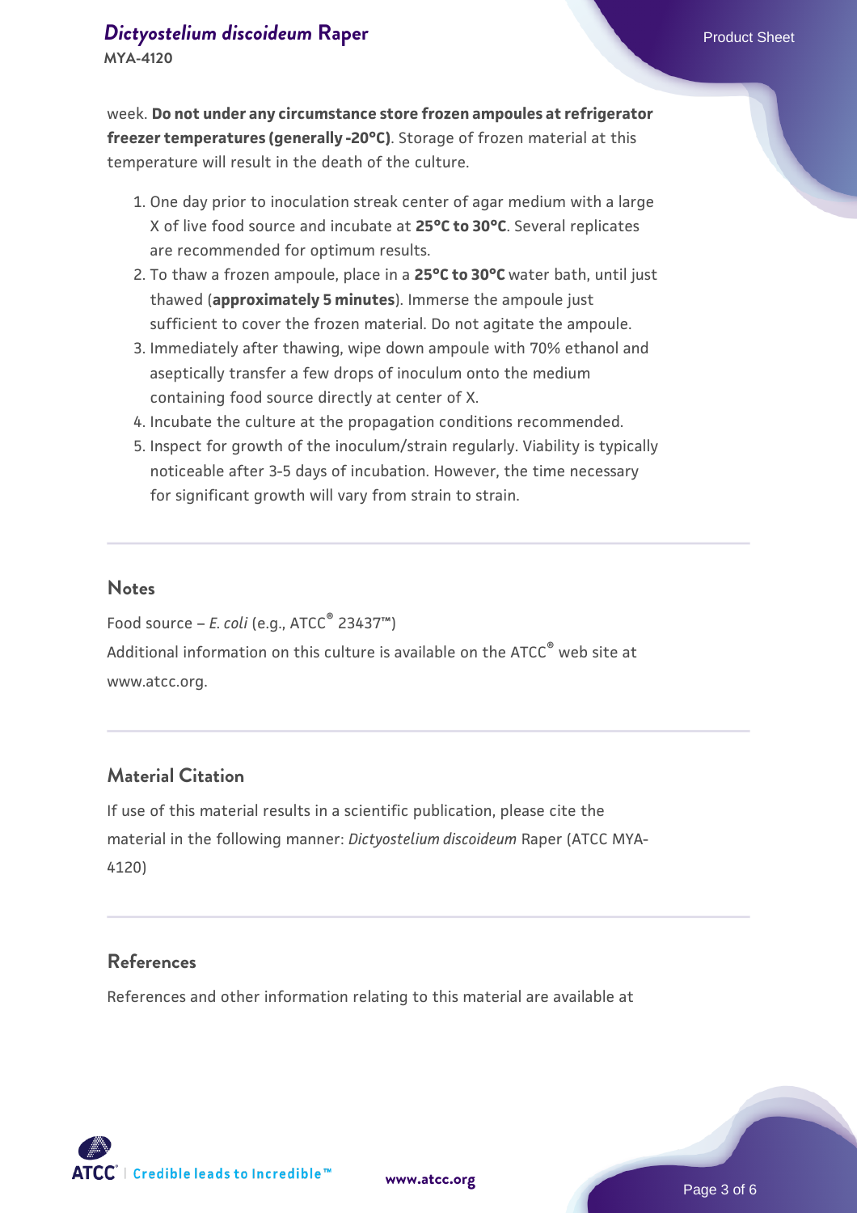week. **Do not under any circumstance store frozen ampoules at refrigerator freezer temperatures (generally -20°C)**. Storage of frozen material at this temperature will result in the death of the culture.

1. One day prior to inoculation streak center of agar medium with a large X of live food source and incubate at **25°C to 30°C**. Several replicates are recommended for optimum results.
2. To thaw a frozen ampoule, place in a **25°C to 30°C** water bath, until just thawed (**approximately 5 minutes**). Immerse the ampoule just sufficient to cover the frozen material. Do not agitate the ampoule.
3. Immediately after thawing, wipe down ampoule with 70% ethanol and aseptically transfer a few drops of inoculum onto the medium containing food source directly at center of X.
4. Incubate the culture at the propagation conditions recommended.
5. Inspect for growth of the inoculum/strain regularly. Viability is typically noticeable after 3-5 days of incubation. However, the time necessary for significant growth will vary from strain to strain.

## Notes

Food source – *E. coli* (e.g., ATCC® 23437™)

Additional information on this culture is available on the ATCC® web site at www.atcc.org.

## Material Citation

If use of this material results in a scientific publication, please cite the material in the following manner: *Dictyostelium discoideum* Raper (ATCC MYA-4120)

## References

References and other information relating to this material are available at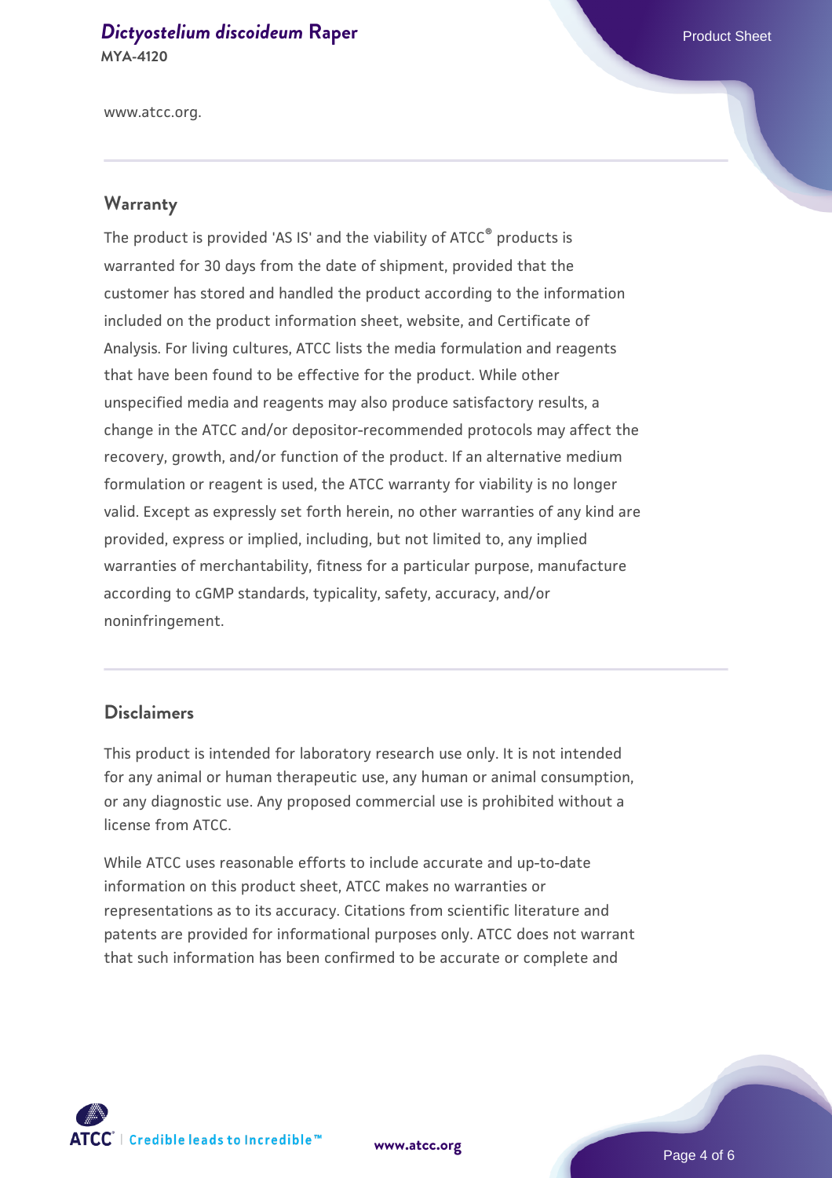www.atcc.org.

## Warranty

The product is provided 'AS IS' and the viability of ATCC® products is warranted for 30 days from the date of shipment, provided that the customer has stored and handled the product according to the information included on the product information sheet, website, and Certificate of Analysis. For living cultures, ATCC lists the media formulation and reagents that have been found to be effective for the product. While other unspecified media and reagents may also produce satisfactory results, a change in the ATCC and/or depositor-recommended protocols may affect the recovery, growth, and/or function of the product. If an alternative medium formulation or reagent is used, the ATCC warranty for viability is no longer valid. Except as expressly set forth herein, no other warranties of any kind are provided, express or implied, including, but not limited to, any implied warranties of merchantability, fitness for a particular purpose, manufacture according to cGMP standards, typicality, safety, accuracy, and/or noninfringement.

## Disclaimers

This product is intended for laboratory research use only. It is not intended for any animal or human therapeutic use, any human or animal consumption, or any diagnostic use. Any proposed commercial use is prohibited without a license from ATCC.

While ATCC uses reasonable efforts to include accurate and up-to-date information on this product sheet, ATCC makes no warranties or representations as to its accuracy. Citations from scientific literature and patents are provided for informational purposes only. ATCC does not warrant that such information has been confirmed to be accurate or complete and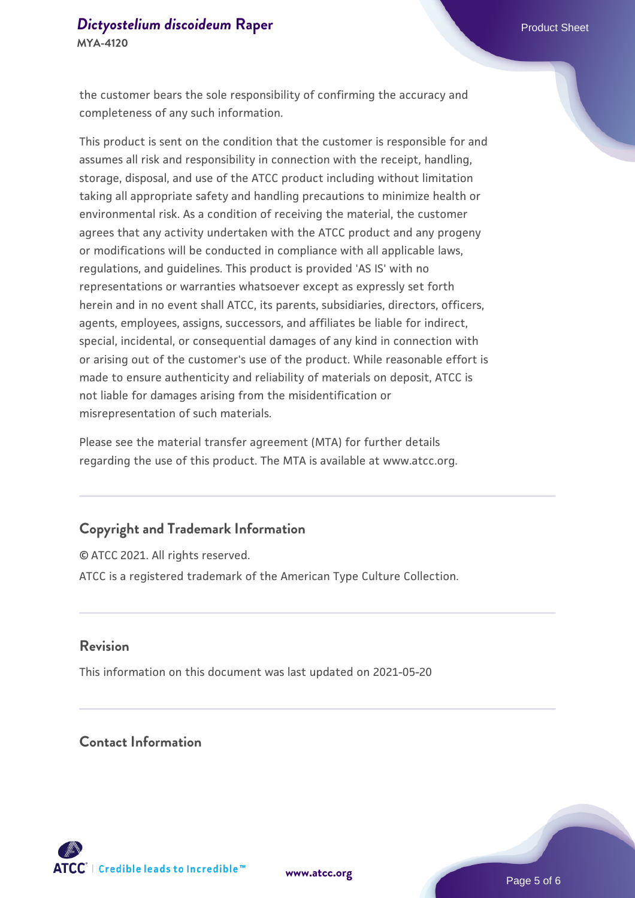the customer bears the sole responsibility of confirming the accuracy and completeness of any such information.

This product is sent on the condition that the customer is responsible for and assumes all risk and responsibility in connection with the receipt, handling, storage, disposal, and use of the ATCC product including without limitation taking all appropriate safety and handling precautions to minimize health or environmental risk. As a condition of receiving the material, the customer agrees that any activity undertaken with the ATCC product and any progeny or modifications will be conducted in compliance with all applicable laws, regulations, and guidelines. This product is provided 'AS IS' with no representations or warranties whatsoever except as expressly set forth herein and in no event shall ATCC, its parents, subsidiaries, directors, officers, agents, employees, assigns, successors, and affiliates be liable for indirect, special, incidental, or consequential damages of any kind in connection with or arising out of the customer's use of the product. While reasonable effort is made to ensure authenticity and reliability of materials on deposit, ATCC is not liable for damages arising from the misidentification or misrepresentation of such materials.

Please see the material transfer agreement (MTA) for further details regarding the use of this product. The MTA is available at www.atcc.org.

## Copyright and Trademark Information

© ATCC 2021. All rights reserved.

ATCC is a registered trademark of the American Type Culture Collection.

## Revision

This information on this document was last updated on 2021-05-20

## Contact Information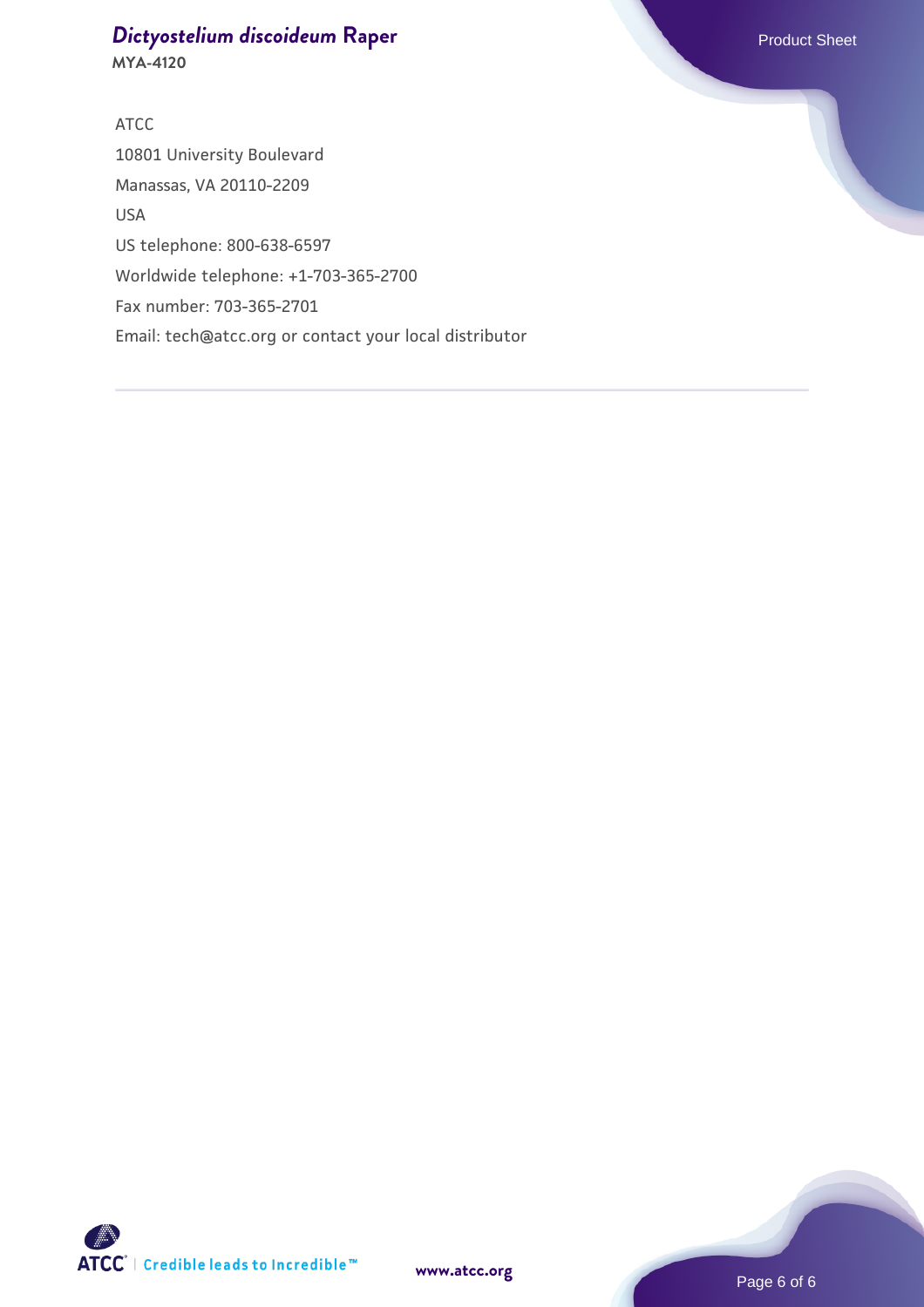ATCC

10801 University Boulevard

Manassas, VA 20110-2209

USA

US telephone: 800-638-6597

Worldwide telephone: +1-703-365-2700

Fax number: 703-365-2701

Email: tech@atcc.org or contact your local distributor